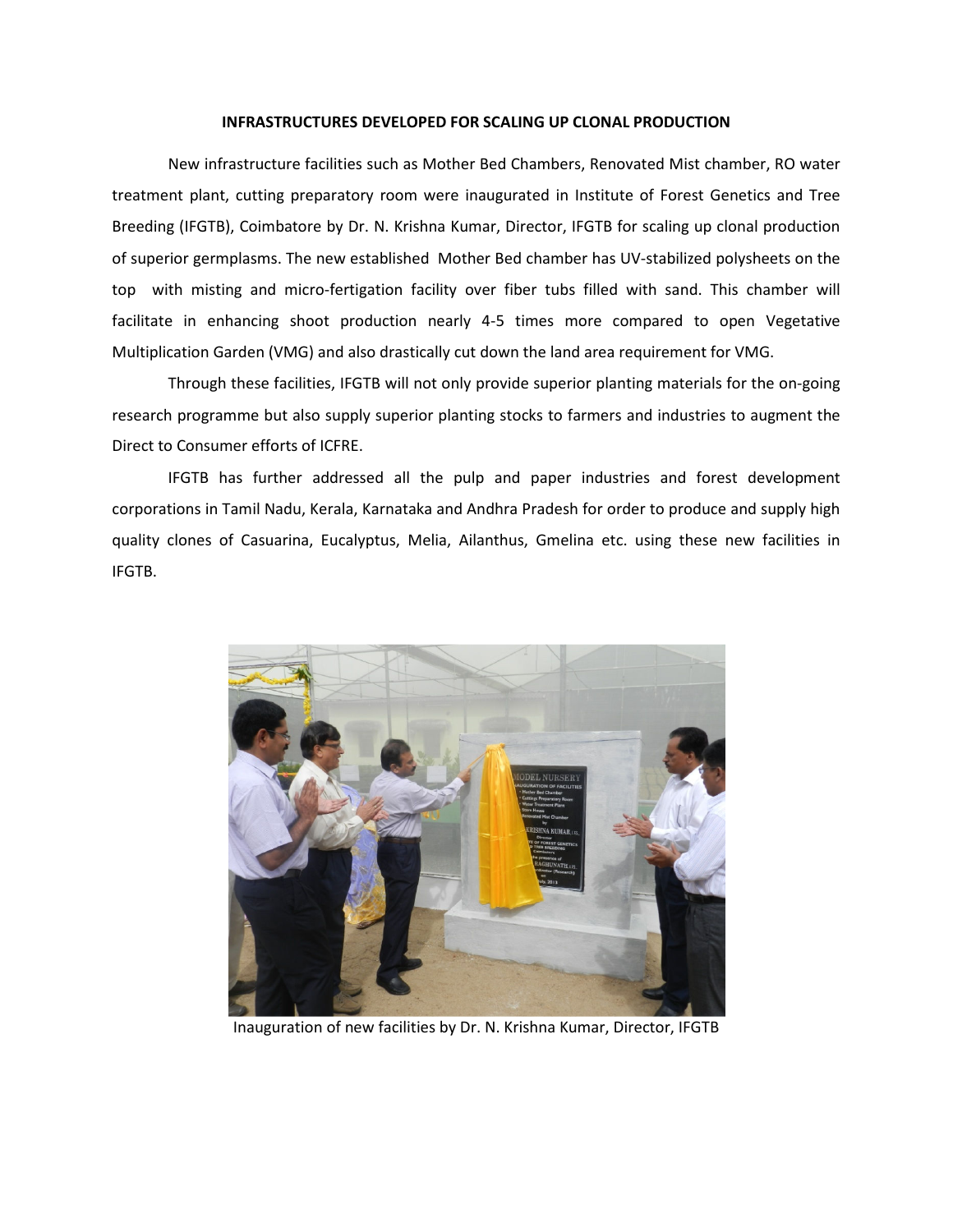## INFRASTRUCTURES DEVELOPED FOR SCALING UP CLONAL PRODUCTION

New infrastructure facilities such as Mother Bed Chambers, Renovated Mist chamber, RO water treatment plant, cutting preparatory room were inaugurated in Institute of Forest Genetics and Tree Breeding (IFGTB), Coimbatore by Dr. N. Krishna Kumar, Director, IFGTB for scaling up clonal production of superior germplasms. The new established Mother Bed chamber has UV-stabilized polysheets on the top with misting and micro-fertigation facility over fiber tubs filled with sand. This chamber will facilitate in enhancing shoot production nearly 4-5 times more compared to open Vegetative Multiplication Garden (VMG) and also drastically cut down the land area requirement for VMG.

Through these facilities, IFGTB will not only provide superior planting materials for the on-going research programme but also supply superior planting stocks to farmers and industries to augment the Direct to Consumer efforts of ICFRE.

IFGTB has further addressed all the pulp and paper industries and forest development corporations in Tamil Nadu, Kerala, Karnataka and Andhra Pradesh for order to produce and supply high quality clones of Casuarina, Eucalyptus, Melia, Ailanthus, Gmelina etc. using these new facilities in IFGTB.

Inauguration of new facilities by Dr. N. Krishna Kumar, Director, IFGTB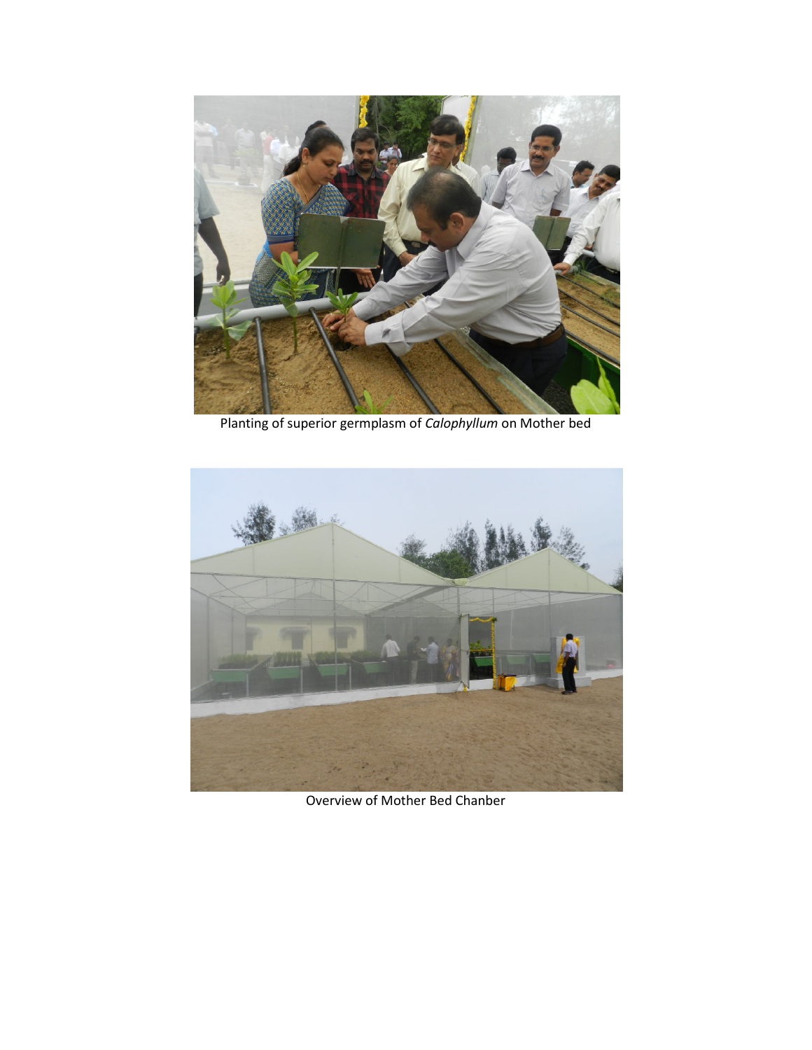Planting of superior germplasm of *Calophyllum* on Mother bed

Overview of Mother Bed Chanber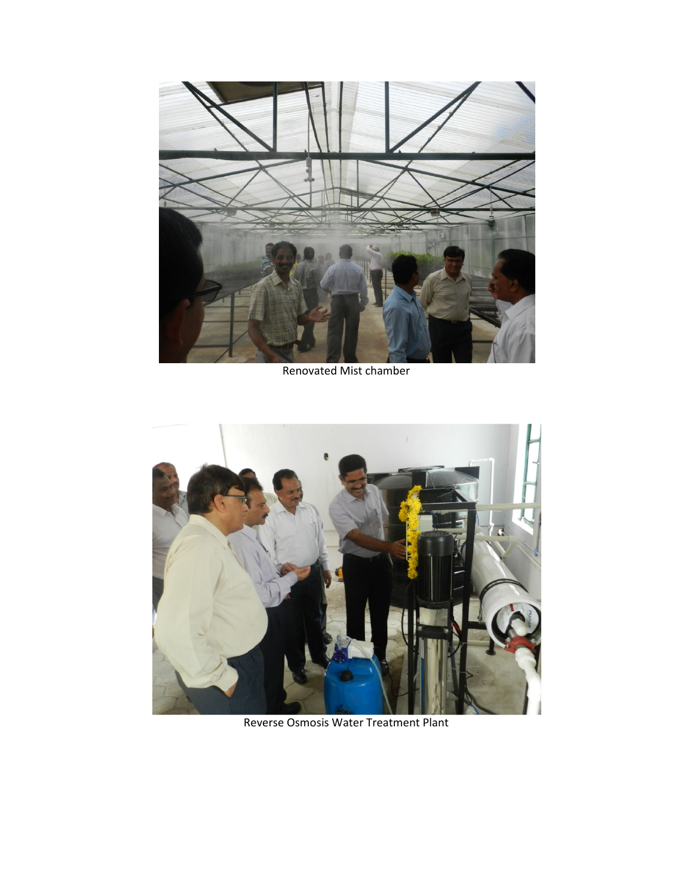Renovated Mist chamber

Reverse Osmosis Water Treatment Plant